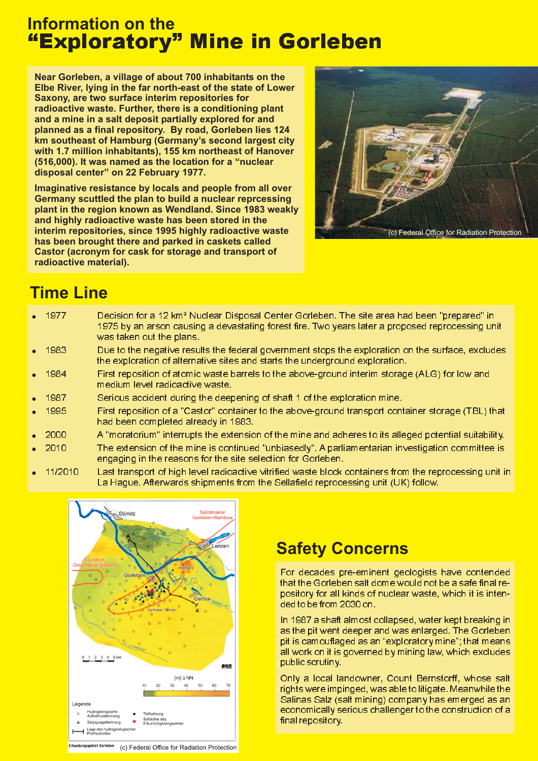# Information on the "Exploratory" Mine in Gorleben

**Near Gorleben, a village of about 700 inhabitants on the Elbe River, lying in the far north-east of the state of Lower Saxony, are two surface interim repositories for radioactive waste. Further, there is a conditioning plant and a mine in a salt deposit partially explored for and planned as a final repository. By road, Gorleben lies 124 km southeast of Hamburg (Germany's second largest city with 1.7 million inhabitants), 155 km northeast of Hanover (516,000). It was named as the location for a "nuclear disposal center" on 22 February 1977.**

**Imaginative resistance by locals and people from all over Germany scuttled the plan to build a nuclear reprcessing plant in the region known as Wendland. Since 1983 weakly and highly radioactive waste has been stored in the interim repositories, since 1995 highly radioactive waste has been brought there and parked in caskets called Castor (acronym for cask for storage and transport of radioactive material).**

(c) Federal Office for Radiation Protection

## Time Line

- 1977 — Decision for a 12 km² Nuclear Disposal Center Gorleben. The site area had been "prepared" in 1975 by an arson causing a devastating forest fire. Two years later a proposed reprocessing unit was taken out the plans.
- 1983 — Due to the negative results the federal government stops the exploration on the surface, excludes the exploration of alternative sites and starts the underground exploration.
- 1984 — First reposition of atomic waste barrels to the above-ground interim storage (ALG) for low and medium level radioactive waste.
- 1987 — Serious accident during the deepening of shaft 1 of the exploration mine.
- 1995 — First reposition of a "Castor" container to the above-ground transport container storage (TBL) that had been completed already in 1983.
- 2000 — A "moratorium" interrupts the extension of the mine and adheres to its alleged potential suitability.
- 2010 — The extension of the mine is continued "unbiasedly". A parliamentarian investigation committee is engaging in the reasons for the site selection for Gorleben.
- 11/2010 — Last transport of high level radioactive vitrified waste block containers from the reprocessing unit in La Hague. Afterwards shipments from the Sellafield reprocessing unit (UK) follow.

Erkundungsgebiet Gorleben (c) Federal Office for Radiation Protection

## Safety Concerns

For decades pre-eminent geologists have contended that the Gorleben salt dome would not be a safe final repository for all kinds of nuclear waste, which it is intended to be from 2030 on.

In 1987 a shaft almost collapsed, water kept breaking in as the pit went deeper and was enlarged. The Gorleben pit is camouflaged as an "exploratory mine"; that means all work on it is governed by mining law, which excludes public scrutiny.

Only a local landowner, Count Bernstorff, whose salt rights were impinged, was able to litigate. Meanwhile the Salinas Salz (salt mining) company has emerged as an economically serious challenger to the construction of a final repository.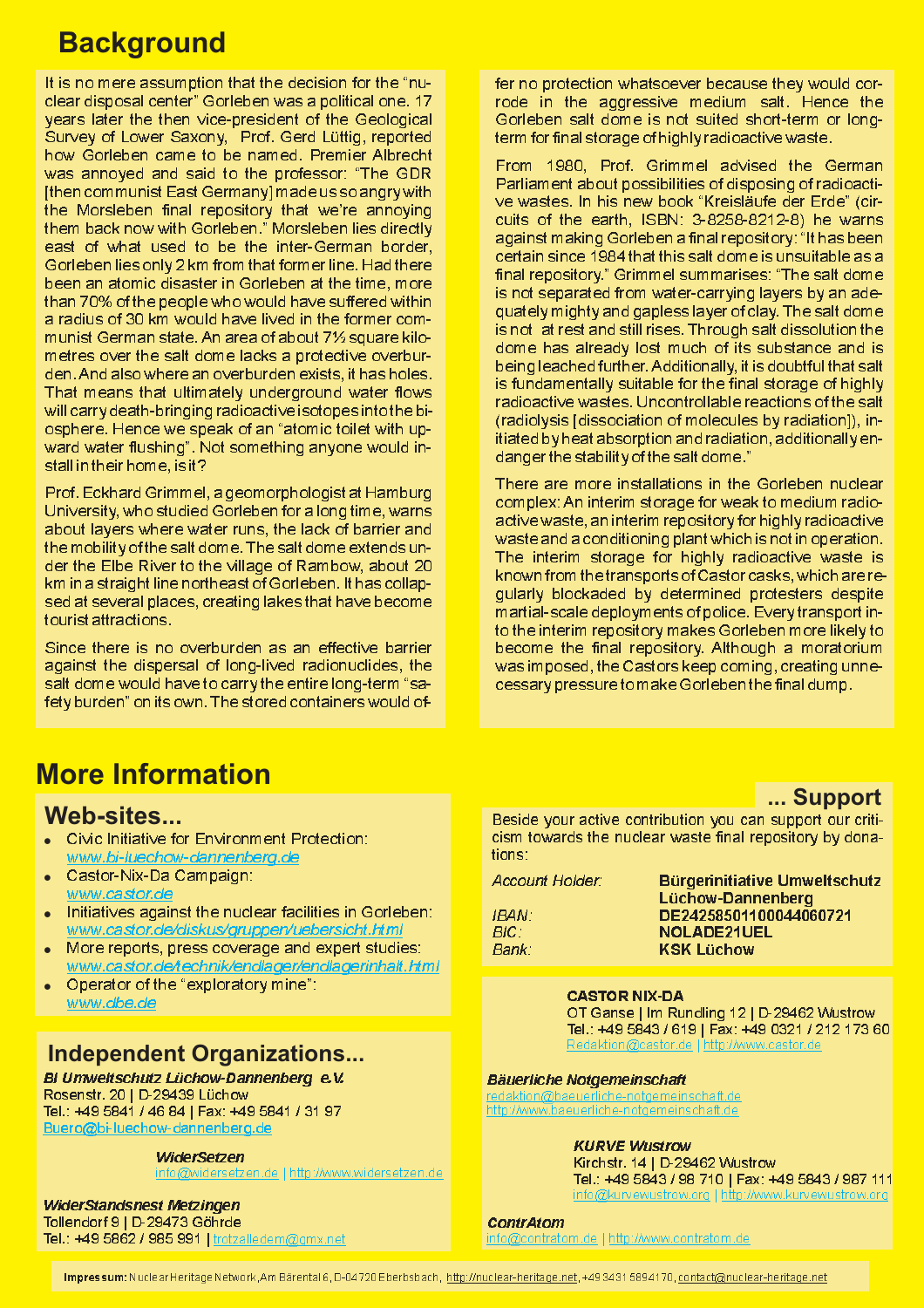# Background

It is no mere assumption that the decision for the "nuclear disposal center" Gorleben was a political one. 17 years later the then vice-president of the Geological Survey of Lower Saxony, Prof. Gerd Lüttig, reported how Gorleben came to be named. Premier Albrecht was annoyed and said to the professor: "The GDR [then communist East Germany] made us so angry with the Morsleben final repository that we're annoying them back now with Gorleben." Morsleben lies directly east of what used to be the inter-German border, Gorleben lies only 2 km from that former line. Had there been an atomic disaster in Gorleben at the time, more than 70% of the people who would have suffered within a radius of 30 km would have lived in the former communist German state. An area of about 7½ square kilometres over the salt dome lacks a protective overburden. And also where an overburden exists, it has holes. That means that ultimately underground water flows will carry death-bringing radioactive isotopes into the biosphere. Hence we speak of an "atomic toilet with upward water flushing". Not something anyone would install in their home, is it?

Prof. Eckhard Grimmel, a geomorphologist at Hamburg University, who studied Gorleben for a long time, warns about layers where water runs, the lack of barrier and the mobility of the salt dome. The salt dome extends under the Elbe River to the village of Rambow, about 20 km in a straight line northeast of Gorleben. It has collapsed at several places, creating lakes that have become tourist attractions.

Since there is no overburden as an effective barrier against the dispersal of long-lived radionuclides, the salt dome would have to carry the entire long-term "safety burden" on its own. The stored containers would offer no protection whatsoever because they would corrode in the aggressive medium salt. Hence the Gorleben salt dome is not suited short-term or long-term for final storage of highly radioactive waste.

From 1980, Prof. Grimmel advised the German Parliament about possibilities of disposing of radioactive wastes. In his new book "Kreisläufe der Erde" (circuits of the earth, ISBN: 3-8258-8212-8) he warns against making Gorleben a final repository: "It has been certain since 1984 that this salt dome is unsuitable as a final repository." Grimmel summarises: "The salt dome is not separated from water-carrying layers by an adequately mighty and gapless layer of clay. The salt dome is not at rest and still rises. Through salt dissolution the dome has already lost much of its substance and is being leached further. Additionally, it is doubtful that salt is fundamentally suitable for the final storage of highly radioactive wastes. Uncontrollable reactions of the salt (radiolysis [dissociation of molecules by radiation]), initiated by heat absorption and radiation, additionally endanger the stability of the salt dome."

There are more installations in the Gorleben nuclear complex: An interim storage for weak to medium radioactive waste, an interim repository for highly radioactive waste and a conditioning plant which is not in operation. The interim storage for highly radioactive waste is known from the transports of Castor casks, which are regularly blockaded by determined protesters despite martial-scale deployments of police. Every transport into the interim repository makes Gorleben more likely to become the final repository. Although a moratorium was imposed, the Castors keep coming, creating unnecessary pressure to make Gorleben the final dump.

# More Information

## Web-sites...

- Civic Initiative for Environment Protection: www.bi-luechow-dannenberg.de
- Castor-Nix-Da Campaign: www.castor.de
- Initiatives against the nuclear facilities in Gorleben: www.castor.de/diskus/gruppen/uebersicht.html
- More reports, press coverage and expert studies: www.castor.de/technik/endlager/endlagerinhalt.html
- Operator of the "exploratory mine": www.dbe.de

## Independent Organizations...

***BI Umweltschutz Lüchow-Dannenberg e.V.***
Rosenstr. 20 | D-29439 Lüchow
Tel.: +49 5841 / 46 84 | Fax: +49 5841 / 31 97
Buero@bi-luechow-dannenberg.de

***WiderSetzen***
info@widersetzen.de | http://www.widersetzen.de

***WiderStandsnest Metzingen***
Tollendorf 9 | D-29473 Göhrde
Tel.: +49 5862 / 985 991 | trotzalledem@gmx.net

## ... Support

Beside your active contribution you can support our criticism towards the nuclear waste final repository by donations:

| | |
|---|---|
| *Account Holder:* | **Bürgerinitiative Umweltschutz Lüchow-Dannenberg** |
| *IBAN:* | **DE24258501100044060721** |
| *BIC:* | **NOLADE21UEL** |
| *Bank:* | **KSK Lüchow** |

**CASTOR NIX-DA**
OT Ganse | Im Rundling 12 | D-29462 Wustrow
Tel.: +49 5843 / 619 | Fax: +49 0321 / 212 173 60
Redaktion@castor.de | http://www.castor.de

***Bäuerliche Notgemeinschaft***
redaktion@baeuerliche-notgemeinschaft.de
http://www.baeuerliche-notgemeinschaft.de

***KURVE Wustrow***
Kirchstr. 14 | D-29462 Wustrow
Tel.: +49 5843 / 98 710 | Fax: +49 5843 / 987 111
info@kurvewustrow.org | http://www.kurvewustrow.org

***ContrAtom***
info@contratom.de | http://www.contratom.de

**Impressum:** Nuclear Heritage Network, Am Bärental 6, D-04720 Eberbsbach, http://nuclear-heritage.net, +49 3431 5894170, contact@nuclear-heritage.net